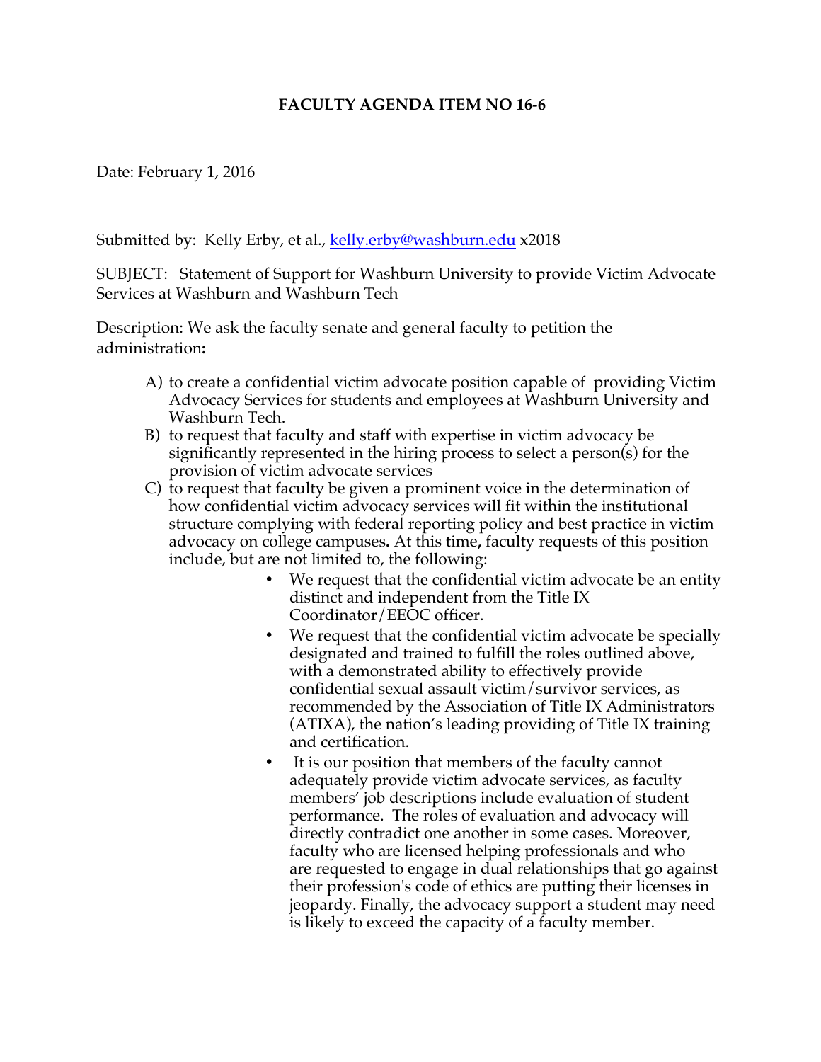**FACULTY AGENDA ITEM NO 16-6**

Date: February 1, 2016

Submitted by: Kelly Erby, et al., kelly.erby@washburn.edu x2018

SUBJECT: Statement of Support for Washburn University to provide Victim Advocate Services at Washburn and Washburn Tech

Description: We ask the faculty senate and general faculty to petition the administration**:**

A) to create a confidential victim advocate position capable of providing Victim Advocacy Services for students and employees at Washburn University and Washburn Tech.

B) to request that faculty and staff with expertise in victim advocacy be significantly represented in the hiring process to select a person(s) for the provision of victim advocate services

C) to request that faculty be given a prominent voice in the determination of how confidential victim advocacy services will fit within the institutional structure complying with federal reporting policy and best practice in victim advocacy on college campuses**.** At this time**,** faculty requests of this position include, but are not limited to, the following:

- We request that the confidential victim advocate be an entity distinct and independent from the Title IX Coordinator/EEOC officer.
- We request that the confidential victim advocate be specially designated and trained to fulfill the roles outlined above, with a demonstrated ability to effectively provide confidential sexual assault victim/survivor services, as recommended by the Association of Title IX Administrators (ATIXA), the nation's leading providing of Title IX training and certification.
- It is our position that members of the faculty cannot adequately provide victim advocate services, as faculty members' job descriptions include evaluation of student performance. The roles of evaluation and advocacy will directly contradict one another in some cases. Moreover, faculty who are licensed helping professionals and who are requested to engage in dual relationships that go against their profession's code of ethics are putting their licenses in jeopardy. Finally, the advocacy support a student may need is likely to exceed the capacity of a faculty member.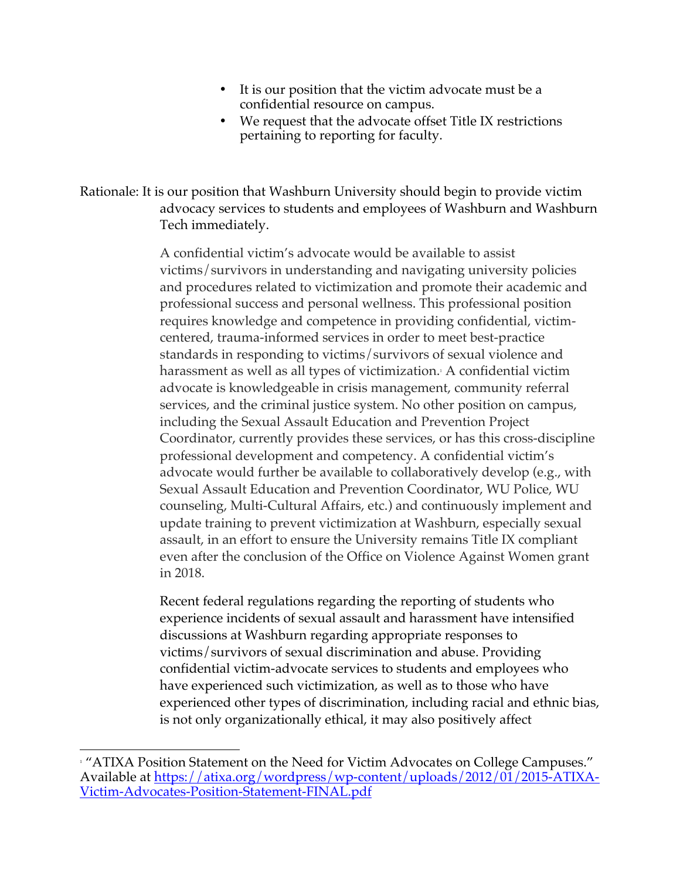- It is our position that the victim advocate must be a confidential resource on campus.
- We request that the advocate offset Title IX restrictions pertaining to reporting for faculty.

Rationale: It is our position that Washburn University should begin to provide victim advocacy services to students and employees of Washburn and Washburn Tech immediately.

A confidential victim's advocate would be available to assist victims/survivors in understanding and navigating university policies and procedures related to victimization and promote their academic and professional success and personal wellness. This professional position requires knowledge and competence in providing confidential, victim-centered, trauma-informed services in order to meet best-practice standards in responding to victims/survivors of sexual violence and harassment as well as all types of victimization.[1] A confidential victim advocate is knowledgeable in crisis management, community referral services, and the criminal justice system. No other position on campus, including the Sexual Assault Education and Prevention Project Coordinator, currently provides these services, or has this cross-discipline professional development and competency. A confidential victim's advocate would further be available to collaboratively develop (e.g., with Sexual Assault Education and Prevention Coordinator, WU Police, WU counseling, Multi-Cultural Affairs, etc.) and continuously implement and update training to prevent victimization at Washburn, especially sexual assault, in an effort to ensure the University remains Title IX compliant even after the conclusion of the Office on Violence Against Women grant in 2018.

Recent federal regulations regarding the reporting of students who experience incidents of sexual assault and harassment have intensified discussions at Washburn regarding appropriate responses to victims/survivors of sexual discrimination and abuse. Providing confidential victim-advocate services to students and employees who have experienced such victimization, as well as to those who have experienced other types of discrimination, including racial and ethnic bias, is not only organizationally ethical, it may also positively affect

---

[1] "ATIXA Position Statement on the Need for Victim Advocates on College Campuses." Available at https://atixa.org/wordpress/wp-content/uploads/2012/01/2015-ATIXA-Victim-Advocates-Position-Statement-FINAL.pdf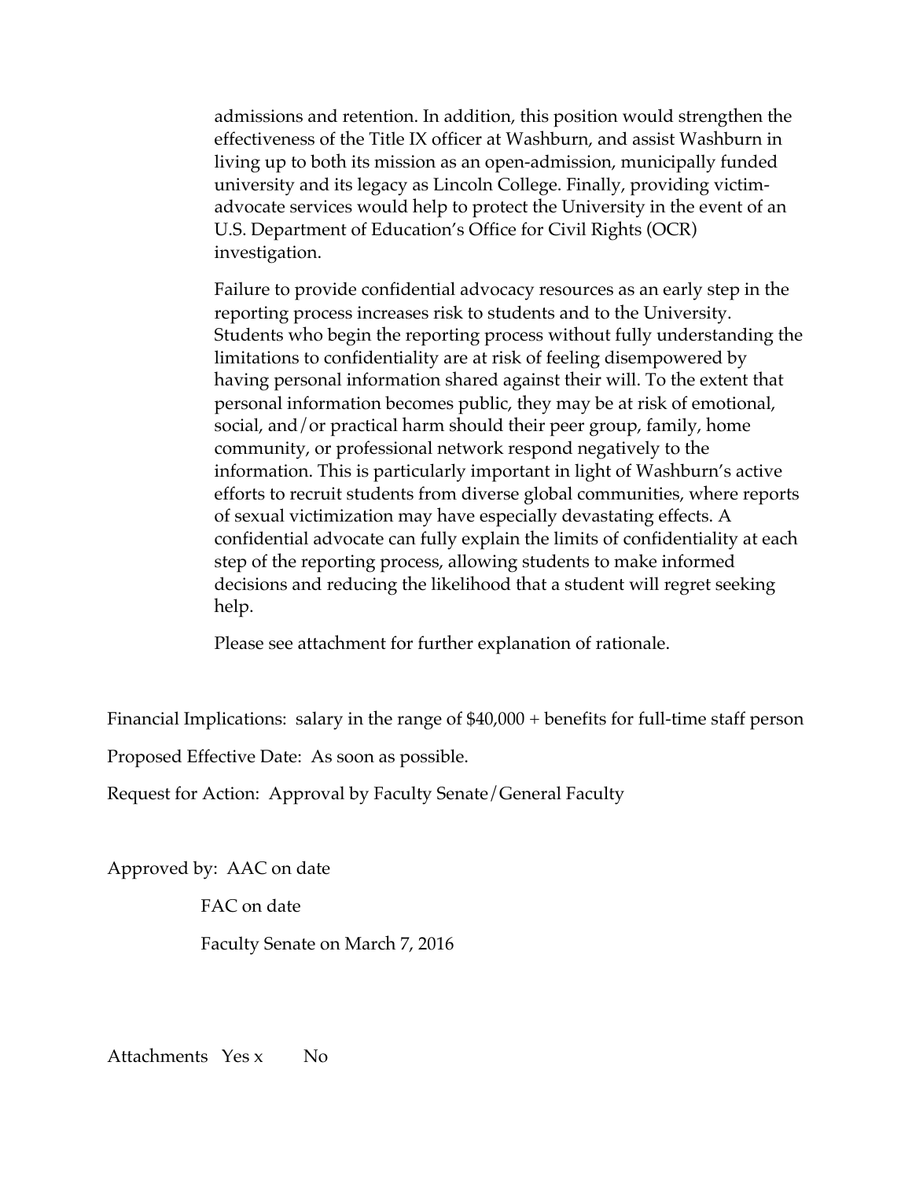admissions and retention. In addition, this position would strengthen the effectiveness of the Title IX officer at Washburn, and assist Washburn in living up to both its mission as an open-admission, municipally funded university and its legacy as Lincoln College. Finally, providing victim-advocate services would help to protect the University in the event of an U.S. Department of Education's Office for Civil Rights (OCR) investigation.

Failure to provide confidential advocacy resources as an early step in the reporting process increases risk to students and to the University. Students who begin the reporting process without fully understanding the limitations to confidentiality are at risk of feeling disempowered by having personal information shared against their will. To the extent that personal information becomes public, they may be at risk of emotional, social, and/or practical harm should their peer group, family, home community, or professional network respond negatively to the information. This is particularly important in light of Washburn's active efforts to recruit students from diverse global communities, where reports of sexual victimization may have especially devastating effects. A confidential advocate can fully explain the limits of confidentiality at each step of the reporting process, allowing students to make informed decisions and reducing the likelihood that a student will regret seeking help.

Please see attachment for further explanation of rationale.

Financial Implications: salary in the range of $40,000 + benefits for full-time staff person

Proposed Effective Date: As soon as possible.

Request for Action: Approval by Faculty Senate/General Faculty

Approved by: AAC on date

FAC on date

Faculty Senate on March 7, 2016

Attachments Yes x No